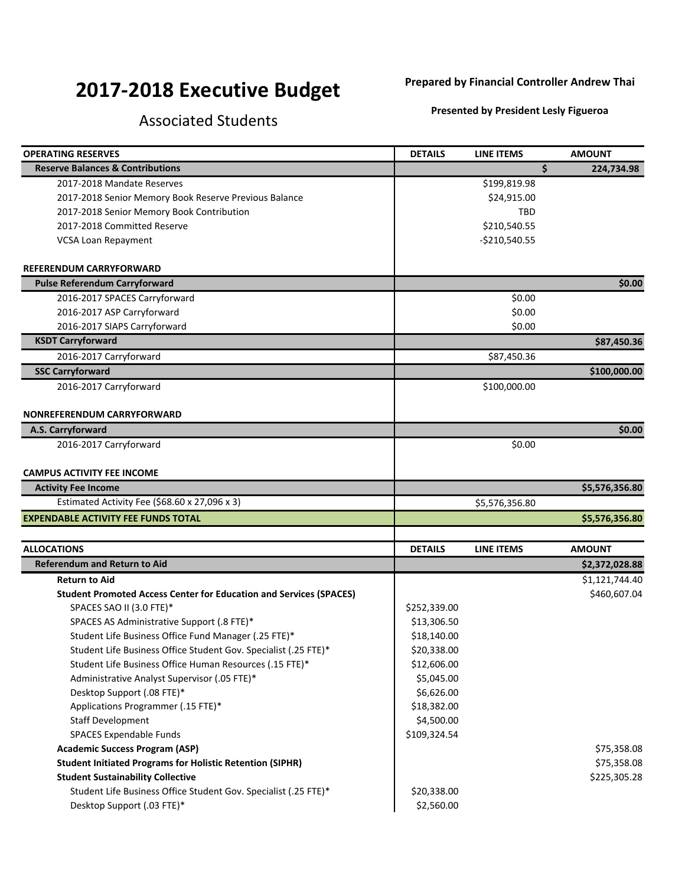# 2017-2018 Executive Budget

## Associated Students

**Prepared by Financial Controller Andrew Thai**

**Presented by President Lesly Figueroa**

| OPERATING RESERVES | DETAILS | LINE ITEMS | AMOUNT |
|---|---|---|---|
| **Reserve Balances & Contributions** | | | $ 224,734.98 |
| 2017-2018 Mandate Reserves | | $199,819.98 | |
| 2017-2018 Senior Memory Book Reserve Previous Balance | | $24,915.00 | |
| 2017-2018 Senior Memory Book Contribution | | TBD | |
| 2017-2018 Committed Reserve | | $210,540.55 | |
| VCSA Loan Repayment | | -$210,540.55 | |
| | | | |
| **REFERENDUM CARRYFORWARD** | | | |
| **Pulse Referendum Carryforward** | | | $0.00 |
| 2016-2017 SPACES Carryforward | | $0.00 | |
| 2016-2017 ASP Carryforward | | $0.00 | |
| 2016-2017 SIAPS Carryforward | | $0.00 | |
| **KSDT Carryforward** | | | $87,450.36 |
| 2016-2017 Carryforward | | $87,450.36 | |
| **SSC Carryforward** | | | $100,000.00 |
| 2016-2017 Carryforward | | $100,000.00 | |
| | | | |
| **NONREFERENDUM CARRYFORWARD** | | | |
| **A.S. Carryforward** | | | $0.00 |
| 2016-2017 Carryforward | | $0.00 | |
| | | | |
| **CAMPUS ACTIVITY FEE INCOME** | | | |
| **Activity Fee Income** | | | $5,576,356.80 |
| Estimated Activity Fee ($68.60 x 27,096 x 3) | | $5,576,356.80 | |
| **EXPENDABLE ACTIVITY FEE FUNDS TOTAL** | | | $5,576,356.80 |

| ALLOCATIONS | DETAILS | LINE ITEMS | AMOUNT |
|---|---|---|---|
| **Referendum and Return to Aid** | | | $2,372,028.88 |
| **Return to Aid** | | | $1,121,744.40 |
| **Student Promoted Access Center for Education and Services (SPACES)** | | | $460,607.04 |
| SPACES SAO II (3.0 FTE)* | $252,339.00 | | |
| SPACES AS Administrative Support (.8 FTE)* | $13,306.50 | | |
| Student Life Business Office Fund Manager (.25 FTE)* | $18,140.00 | | |
| Student Life Business Office Student Gov. Specialist (.25 FTE)* | $20,338.00 | | |
| Student Life Business Office Human Resources (.15 FTE)* | $12,606.00 | | |
| Administrative Analyst Supervisor (.05 FTE)* | $5,045.00 | | |
| Desktop Support (.08 FTE)* | $6,626.00 | | |
| Applications Programmer (.15 FTE)* | $18,382.00 | | |
| Staff Development | $4,500.00 | | |
| SPACES Expendable Funds | $109,324.54 | | |
| **Academic Success Program (ASP)** | | | $75,358.08 |
| **Student Initiated Programs for Holistic Retention (SIPHR)** | | | $75,358.08 |
| **Student Sustainability Collective** | | | $225,305.28 |
| Student Life Business Office Student Gov. Specialist (.25 FTE)* | $20,338.00 | | |
| Desktop Support (.03 FTE)* | $2,560.00 | | |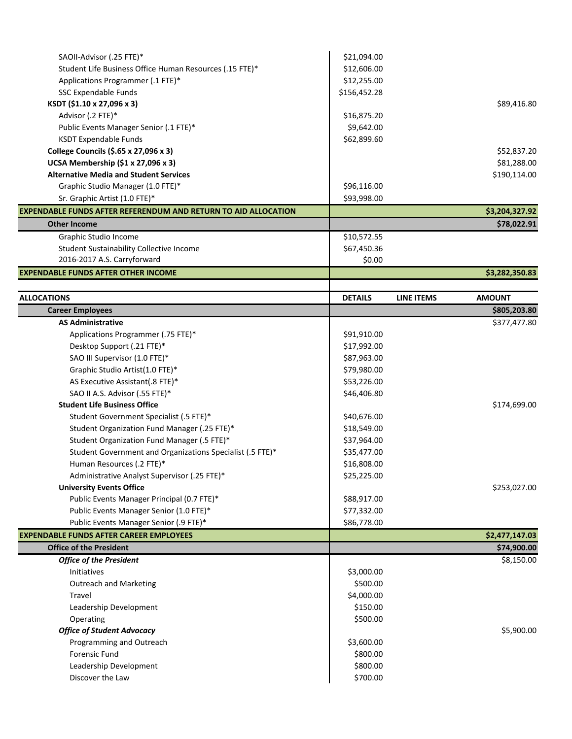| | | | |
|---|---|---|---|
| SAOII-Advisor (.25 FTE)* | $21,094.00 | | |
| Student Life Business Office Human Resources (.15 FTE)* | $12,606.00 | | |
| Applications Programmer (.1 FTE)* | $12,255.00 | | |
| SSC Expendable Funds | $156,452.28 | | |
| **KSDT ($1.10 x 27,096 x 3)** | | | $89,416.80 |
| Advisor (.2 FTE)* | $16,875.20 | | |
| Public Events Manager Senior (.1 FTE)* | $9,642.00 | | |
| KSDT Expendable Funds | $62,899.60 | | |
| **College Councils ($.65 x 27,096 x 3)** | | | $52,837.20 |
| **UCSA Membership ($1 x 27,096 x 3)** | | | $81,288.00 |
| **Alternative Media and Student Services** | | | $190,114.00 |
| Graphic Studio Manager (1.0 FTE)* | $96,116.00 | | |
| Sr. Graphic Artist (1.0 FTE)* | $93,998.00 | | |
| **EXPENDABLE FUNDS AFTER REFERENDUM AND RETURN TO AID ALLOCATION** | | | **$3,204,327.92** |
| **Other Income** | | | **$78,022.91** |
| Graphic Studio Income | $10,572.55 | | |
| Student Sustainability Collective Income | $67,450.36 | | |
| 2016-2017 A.S. Carryforward | $0.00 | | |
| **EXPENDABLE FUNDS AFTER OTHER INCOME** | | | **$3,282,350.83** |

| ALLOCATIONS | DETAILS | LINE ITEMS | AMOUNT |
|---|---|---|---|
| **Career Employees** | | | **$805,203.80** |
| **AS Administrative** | | | $377,477.80 |
| Applications Programmer (.75 FTE)* | $91,910.00 | | |
| Desktop Support (.21 FTE)* | $17,992.00 | | |
| SAO III Supervisor (1.0 FTE)* | $87,963.00 | | |
| Graphic Studio Artist(1.0 FTE)* | $79,980.00 | | |
| AS Executive Assistant(.8 FTE)* | $53,226.00 | | |
| SAO II A.S. Advisor (.55 FTE)* | $46,406.80 | | |
| **Student Life Business Office** | | | $174,699.00 |
| Student Government Specialist (.5 FTE)* | $40,676.00 | | |
| Student Organization Fund Manager (.25 FTE)* | $18,549.00 | | |
| Student Organization Fund Manager (.5 FTE)* | $37,964.00 | | |
| Student Government and Organizations Specialist (.5 FTE)* | $35,477.00 | | |
| Human Resources (.2 FTE)* | $16,808.00 | | |
| Administrative Analyst Supervisor (.25 FTE)* | $25,225.00 | | |
| **University Events Office** | | | $253,027.00 |
| Public Events Manager Principal (0.7 FTE)* | $88,917.00 | | |
| Public Events Manager Senior (1.0 FTE)* | $77,332.00 | | |
| Public Events Manager Senior (.9 FTE)* | $86,778.00 | | |
| **EXPENDABLE FUNDS AFTER CAREER EMPLOYEES** | | | **$2,477,147.03** |
| **Office of the President** | | | **$74,900.00** |
| ***Office of the President*** | | | $8,150.00 |
| Initiatives | $3,000.00 | | |
| Outreach and Marketing | $500.00 | | |
| Travel | $4,000.00 | | |
| Leadership Development | $150.00 | | |
| Operating | $500.00 | | |
| ***Office of Student Advocacy*** | | | $5,900.00 |
| Programming and Outreach | $3,600.00 | | |
| Forensic Fund | $800.00 | | |
| Leadership Development | $800.00 | | |
| Discover the Law | $700.00 | | |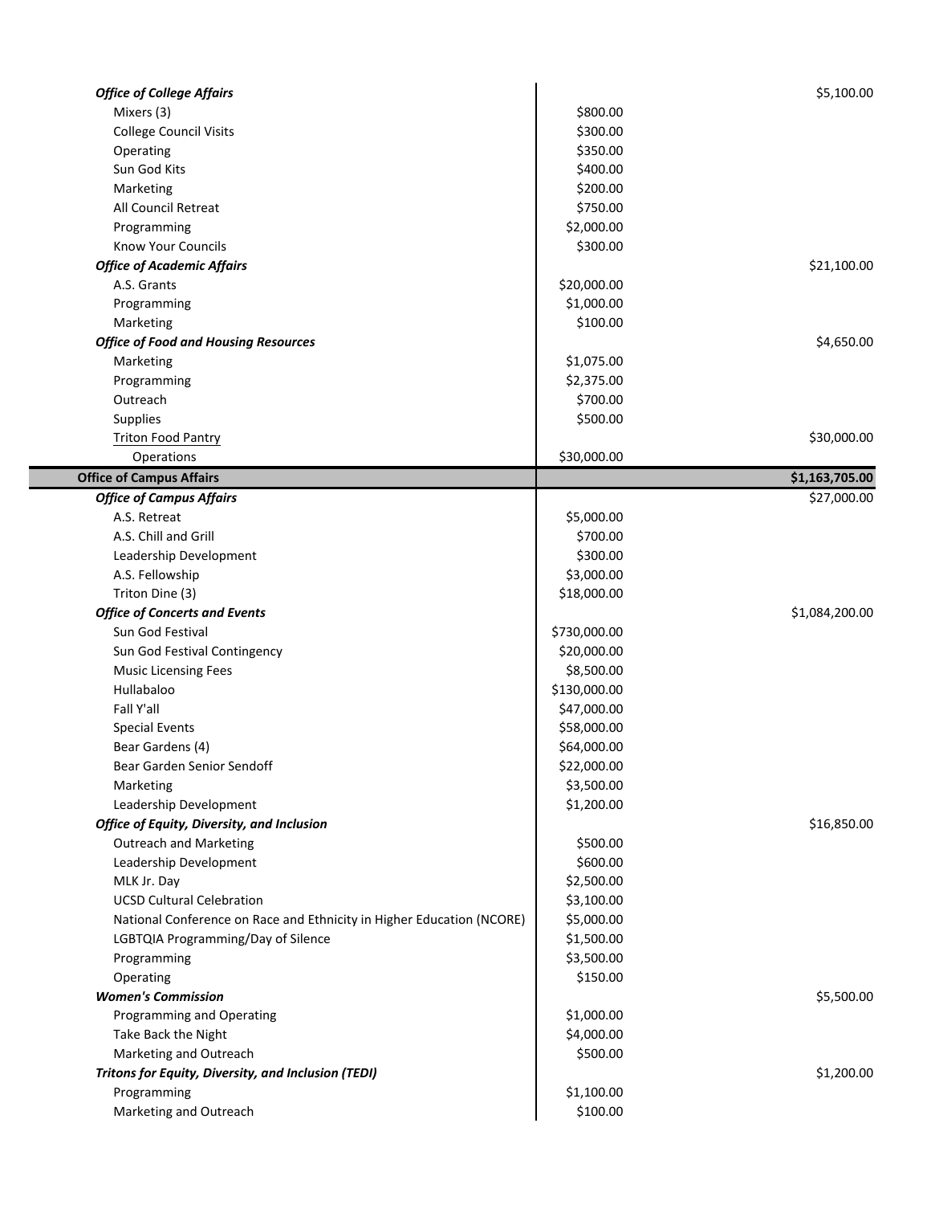| | | |
|---|---|---|
| ***Office of College Affairs*** | | $5,100.00 |
| Mixers (3) | $800.00 | |
| College Council Visits | $300.00 | |
| Operating | $350.00 | |
| Sun God Kits | $400.00 | |
| Marketing | $200.00 | |
| All Council Retreat | $750.00 | |
| Programming | $2,000.00 | |
| Know Your Councils | $300.00 | |
| ***Office of Academic Affairs*** | | $21,100.00 |
| A.S. Grants | $20,000.00 | |
| Programming | $1,000.00 | |
| Marketing | $100.00 | |
| ***Office of Food and Housing Resources*** | | $4,650.00 |
| Marketing | $1,075.00 | |
| Programming | $2,375.00 | |
| Outreach | $700.00 | |
| Supplies | $500.00 | |
| Triton Food Pantry | | $30,000.00 |
| Operations | $30,000.00 | |
| **Office of Campus Affairs** | | **$1,163,705.00** |
| ***Office of Campus Affairs*** | | $27,000.00 |
| A.S. Retreat | $5,000.00 | |
| A.S. Chill and Grill | $700.00 | |
| Leadership Development | $300.00 | |
| A.S. Fellowship | $3,000.00 | |
| Triton Dine (3) | $18,000.00 | |
| ***Office of Concerts and Events*** | | $1,084,200.00 |
| Sun God Festival | $730,000.00 | |
| Sun God Festival Contingency | $20,000.00 | |
| Music Licensing Fees | $8,500.00 | |
| Hullabaloo | $130,000.00 | |
| Fall Y'all | $47,000.00 | |
| Special Events | $58,000.00 | |
| Bear Gardens (4) | $64,000.00 | |
| Bear Garden Senior Sendoff | $22,000.00 | |
| Marketing | $3,500.00 | |
| Leadership Development | $1,200.00 | |
| ***Office of Equity, Diversity, and Inclusion*** | | $16,850.00 |
| Outreach and Marketing | $500.00 | |
| Leadership Development | $600.00 | |
| MLK Jr. Day | $2,500.00 | |
| UCSD Cultural Celebration | $3,100.00 | |
| National Conference on Race and Ethnicity in Higher Education (NCORE) | $5,000.00 | |
| LGBTQIA Programming/Day of Silence | $1,500.00 | |
| Programming | $3,500.00 | |
| Operating | $150.00 | |
| ***Women's Commission*** | | $5,500.00 |
| Programming and Operating | $1,000.00 | |
| Take Back the Night | $4,000.00 | |
| Marketing and Outreach | $500.00 | |
| ***Tritons for Equity, Diversity, and Inclusion (TEDI)*** | | $1,200.00 |
| Programming | $1,100.00 | |
| Marketing and Outreach | $100.00 | |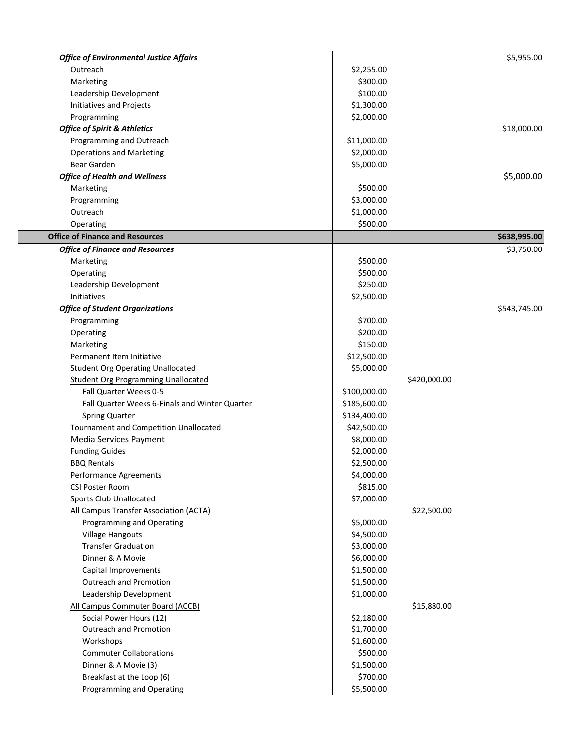| Item | Line Amount | Subtotal | Total |
|---|---|---|---|
| ***Office of Environmental Justice Affairs*** | | | $5,955.00 |
| Outreach | $2,255.00 | | |
| Marketing | $300.00 | | |
| Leadership Development | $100.00 | | |
| Initiatives and Projects | $1,300.00 | | |
| Programming | $2,000.00 | | |
| ***Office of Spirit & Athletics*** | | | $18,000.00 |
| Programming and Outreach | $11,000.00 | | |
| Operations and Marketing | $2,000.00 | | |
| Bear Garden | $5,000.00 | | |
| ***Office of Health and Wellness*** | | | $5,000.00 |
| Marketing | $500.00 | | |
| Programming | $3,000.00 | | |
| Outreach | $1,000.00 | | |
| Operating | $500.00 | | |
| **Office of Finance and Resources** | | | **$638,995.00** |
| ***Office of Finance and Resources*** | | | $3,750.00 |
| Marketing | $500.00 | | |
| Operating | $500.00 | | |
| Leadership Development | $250.00 | | |
| Initiatives | $2,500.00 | | |
| ***Office of Student Organizations*** | | | $543,745.00 |
| Programming | $700.00 | | |
| Operating | $200.00 | | |
| Marketing | $150.00 | | |
| Permanent Item Initiative | $12,500.00 | | |
| Student Org Operating Unallocated | $5,000.00 | | |
| Student Org Programming Unallocated | | $420,000.00 | |
| Fall Quarter Weeks 0-5 | $100,000.00 | | |
| Fall Quarter Weeks 6-Finals and Winter Quarter | $185,600.00 | | |
| Spring Quarter | $134,400.00 | | |
| Tournament and Competition Unallocated | $42,500.00 | | |
| Media Services Payment | $8,000.00 | | |
| Funding Guides | $2,000.00 | | |
| BBQ Rentals | $2,500.00 | | |
| Performance Agreements | $4,000.00 | | |
| CSI Poster Room | $815.00 | | |
| Sports Club Unallocated | $7,000.00 | | |
| All Campus Transfer Association (ACTA) | | $22,500.00 | |
| Programming and Operating | $5,000.00 | | |
| Village Hangouts | $4,500.00 | | |
| Transfer Graduation | $3,000.00 | | |
| Dinner & A Movie | $6,000.00 | | |
| Capital Improvements | $1,500.00 | | |
| Outreach and Promotion | $1,500.00 | | |
| Leadership Development | $1,000.00 | | |
| All Campus Commuter Board (ACCB) | | $15,880.00 | |
| Social Power Hours (12) | $2,180.00 | | |
| Outreach and Promotion | $1,700.00 | | |
| Workshops | $1,600.00 | | |
| Commuter Collaborations | $500.00 | | |
| Dinner & A Movie (3) | $1,500.00 | | |
| Breakfast at the Loop (6) | $700.00 | | |
| Programming and Operating | $5,500.00 | | |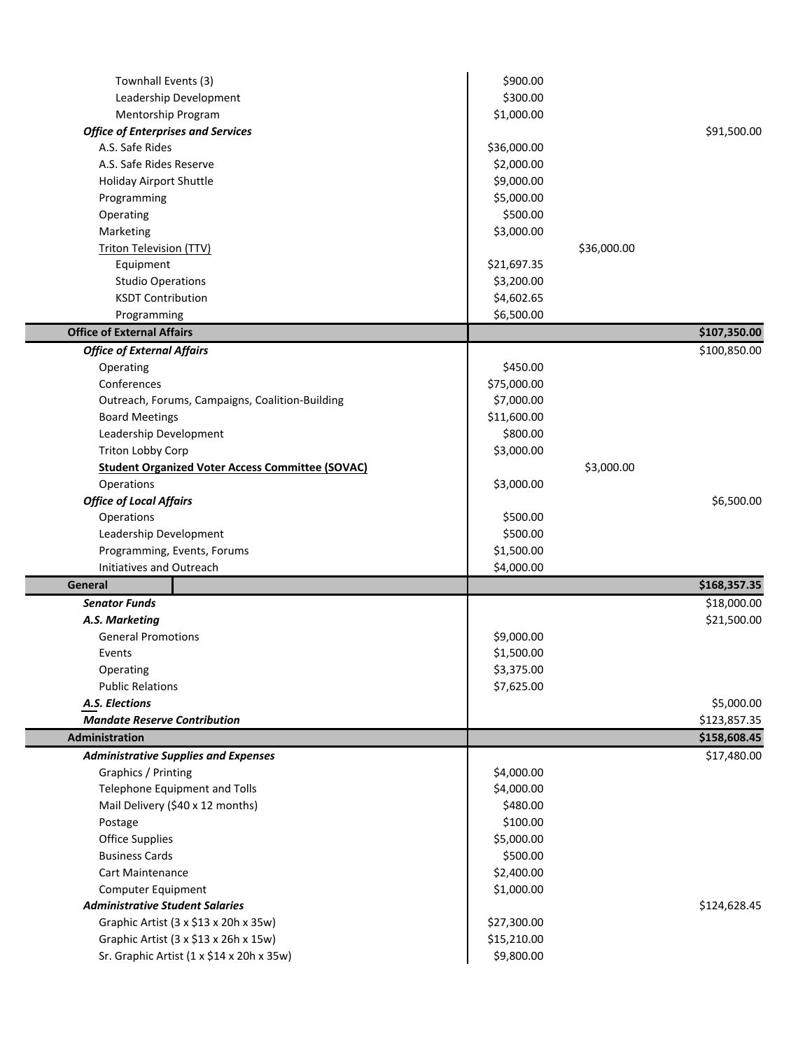| Item | Line Amount | Sub-Total | Total |
|---|---|---|---|
| Townhall Events (3) | $900.00 | | |
| Leadership Development | $300.00 | | |
| Mentorship Program | $1,000.00 | | |
| ***Office of Enterprises and Services*** | | | $91,500.00 |
| A.S. Safe Rides | $36,000.00 | | |
| A.S. Safe Rides Reserve | $2,000.00 | | |
| Holiday Airport Shuttle | $9,000.00 | | |
| Programming | $5,000.00 | | |
| Operating | $500.00 | | |
| Marketing | $3,000.00 | | |
| Triton Television (TTV) | | $36,000.00 | |
| Equipment | $21,697.35 | | |
| Studio Operations | $3,200.00 | | |
| KSDT Contribution | $4,602.65 | | |
| Programming | $6,500.00 | | |
| **Office of External Affairs** | | | **$107,350.00** |
| ***Office of External Affairs*** | | | $100,850.00 |
| Operating | $450.00 | | |
| Conferences | $75,000.00 | | |
| Outreach, Forums, Campaigns, Coalition-Building | $7,000.00 | | |
| Board Meetings | $11,600.00 | | |
| Leadership Development | $800.00 | | |
| Triton Lobby Corp | $3,000.00 | | |
| **Student Organized Voter Access Committee (SOVAC)** | | $3,000.00 | |
| Operations | $3,000.00 | | |
| ***Office of Local Affairs*** | | | $6,500.00 |
| Operations | $500.00 | | |
| Leadership Development | $500.00 | | |
| Programming, Events, Forums | $1,500.00 | | |
| Initiatives and Outreach | $4,000.00 | | |
| **General** | | | **$168,357.35** |
| ***Senator Funds*** | | | $18,000.00 |
| ***A.S. Marketing*** | | | $21,500.00 |
| General Promotions | $9,000.00 | | |
| Events | $1,500.00 | | |
| Operating | $3,375.00 | | |
| Public Relations | $7,625.00 | | |
| ***A.S. Elections*** | | | $5,000.00 |
| ***Mandate Reserve Contribution*** | | | $123,857.35 |
| **Administration** | | | **$158,608.45** |
| ***Administrative Supplies and Expenses*** | | | $17,480.00 |
| Graphics / Printing | $4,000.00 | | |
| Telephone Equipment and Tolls | $4,000.00 | | |
| Mail Delivery ($40 x 12 months) | $480.00 | | |
| Postage | $100.00 | | |
| Office Supplies | $5,000.00 | | |
| Business Cards | $500.00 | | |
| Cart Maintenance | $2,400.00 | | |
| Computer Equipment | $1,000.00 | | |
| ***Administrative Student Salaries*** | | | $124,628.45 |
| Graphic Artist (3 x $13 x 20h x 35w) | $27,300.00 | | |
| Graphic Artist (3 x $13 x 26h x 15w) | $15,210.00 | | |
| Sr. Graphic Artist (1 x $14 x 20h x 35w) | $9,800.00 | | |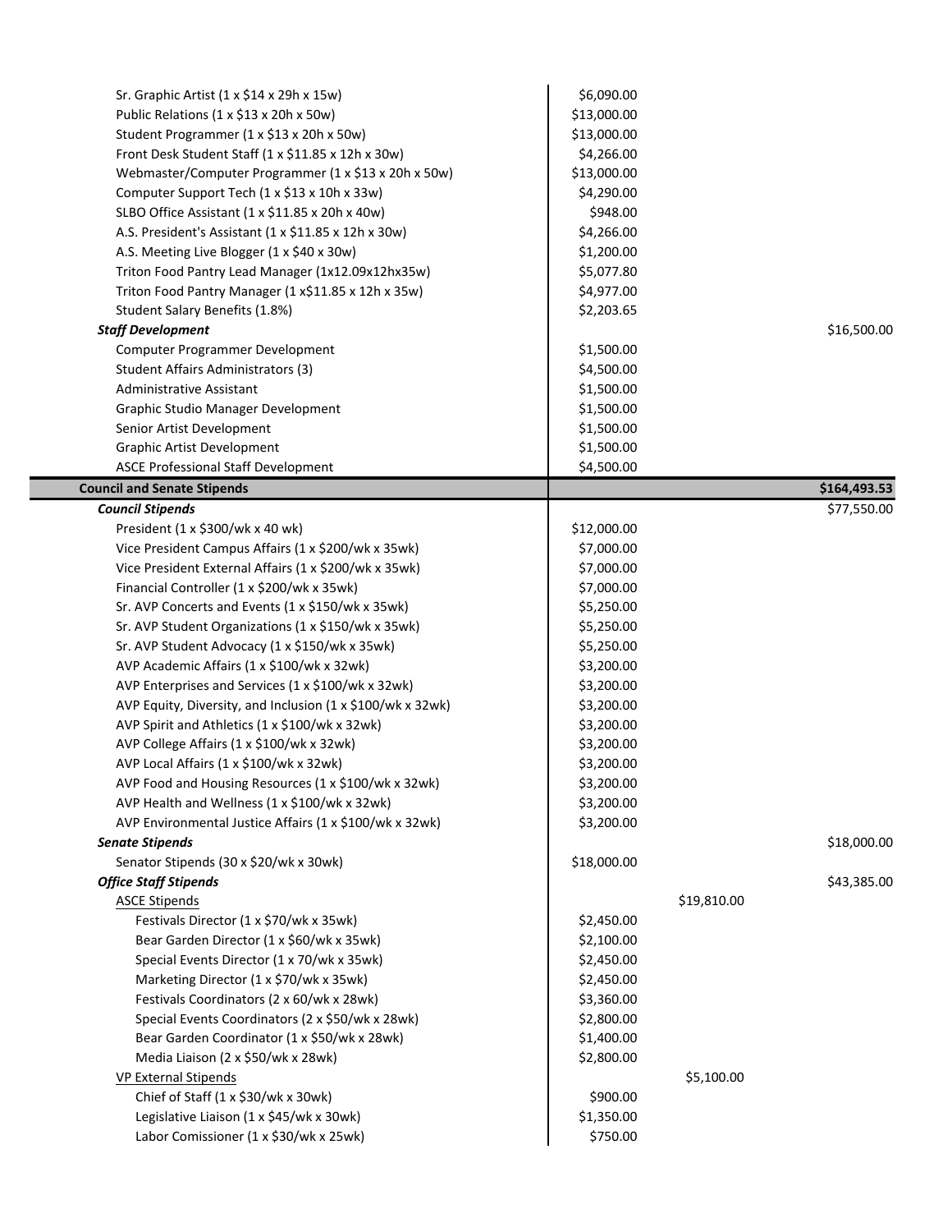| | | | |
|---|---|---|---|
| Sr. Graphic Artist (1 x $14 x 29h x 15w) | $6,090.00 | | |
| Public Relations (1 x $13 x 20h x 50w) | $13,000.00 | | |
| Student Programmer (1 x $13 x 20h x 50w) | $13,000.00 | | |
| Front Desk Student Staff (1 x $11.85 x 12h x 30w) | $4,266.00 | | |
| Webmaster/Computer Programmer (1 x $13 x 20h x 50w) | $13,000.00 | | |
| Computer Support Tech (1 x $13 x 10h x 33w) | $4,290.00 | | |
| SLBO Office Assistant (1 x $11.85 x 20h x 40w) | $948.00 | | |
| A.S. President's Assistant (1 x $11.85 x 12h x 30w) | $4,266.00 | | |
| A.S. Meeting Live Blogger (1 x $40 x 30w) | $1,200.00 | | |
| Triton Food Pantry Lead Manager (1x12.09x12hx35w) | $5,077.80 | | |
| Triton Food Pantry Manager (1 x$11.85 x 12h x 35w) | $4,977.00 | | |
| Student Salary Benefits (1.8%) | $2,203.65 | | |
| ***Staff Development*** | | | $16,500.00 |
| Computer Programmer Development | $1,500.00 | | |
| Student Affairs Administrators (3) | $4,500.00 | | |
| Administrative Assistant | $1,500.00 | | |
| Graphic Studio Manager Development | $1,500.00 | | |
| Senior Artist Development | $1,500.00 | | |
| Graphic Artist Development | $1,500.00 | | |
| ASCE Professional Staff Development | $4,500.00 | | |
| **Council and Senate Stipends** | | | **$164,493.53** |
| ***Council Stipends*** | | | $77,550.00 |
| President (1 x $300/wk x 40 wk) | $12,000.00 | | |
| Vice President Campus Affairs (1 x $200/wk x 35wk) | $7,000.00 | | |
| Vice President External Affairs (1 x $200/wk x 35wk) | $7,000.00 | | |
| Financial Controller (1 x $200/wk x 35wk) | $7,000.00 | | |
| Sr. AVP Concerts and Events (1 x $150/wk x 35wk) | $5,250.00 | | |
| Sr. AVP Student Organizations (1 x $150/wk x 35wk) | $5,250.00 | | |
| Sr. AVP Student Advocacy (1 x $150/wk x 35wk) | $5,250.00 | | |
| AVP Academic Affairs (1 x $100/wk x 32wk) | $3,200.00 | | |
| AVP Enterprises and Services (1 x $100/wk x 32wk) | $3,200.00 | | |
| AVP Equity, Diversity, and Inclusion (1 x $100/wk x 32wk) | $3,200.00 | | |
| AVP Spirit and Athletics (1 x $100/wk x 32wk) | $3,200.00 | | |
| AVP College Affairs (1 x $100/wk x 32wk) | $3,200.00 | | |
| AVP Local Affairs (1 x $100/wk x 32wk) | $3,200.00 | | |
| AVP Food and Housing Resources (1 x $100/wk x 32wk) | $3,200.00 | | |
| AVP Health and Wellness (1 x $100/wk x 32wk) | $3,200.00 | | |
| AVP Environmental Justice Affairs (1 x $100/wk x 32wk) | $3,200.00 | | |
| ***Senate Stipends*** | | | $18,000.00 |
| Senator Stipends (30 x $20/wk x 30wk) | $18,000.00 | | |
| ***Office Staff Stipends*** | | | $43,385.00 |
| ASCE Stipends | | $19,810.00 | |
| Festivals Director (1 x $70/wk x 35wk) | $2,450.00 | | |
| Bear Garden Director (1 x $60/wk x 35wk) | $2,100.00 | | |
| Special Events Director (1 x 70/wk x 35wk) | $2,450.00 | | |
| Marketing Director (1 x $70/wk x 35wk) | $2,450.00 | | |
| Festivals Coordinators (2 x 60/wk x 28wk) | $3,360.00 | | |
| Special Events Coordinators (2 x $50/wk x 28wk) | $2,800.00 | | |
| Bear Garden Coordinator (1 x $50/wk x 28wk) | $1,400.00 | | |
| Media Liaison (2 x $50/wk x 28wk) | $2,800.00 | | |
| VP External Stipends | | $5,100.00 | |
| Chief of Staff (1 x $30/wk x 30wk) | $900.00 | | |
| Legislative Liaison (1 x $45/wk x 30wk) | $1,350.00 | | |
| Labor Comissioner (1 x $30/wk x 25wk) | $750.00 | | |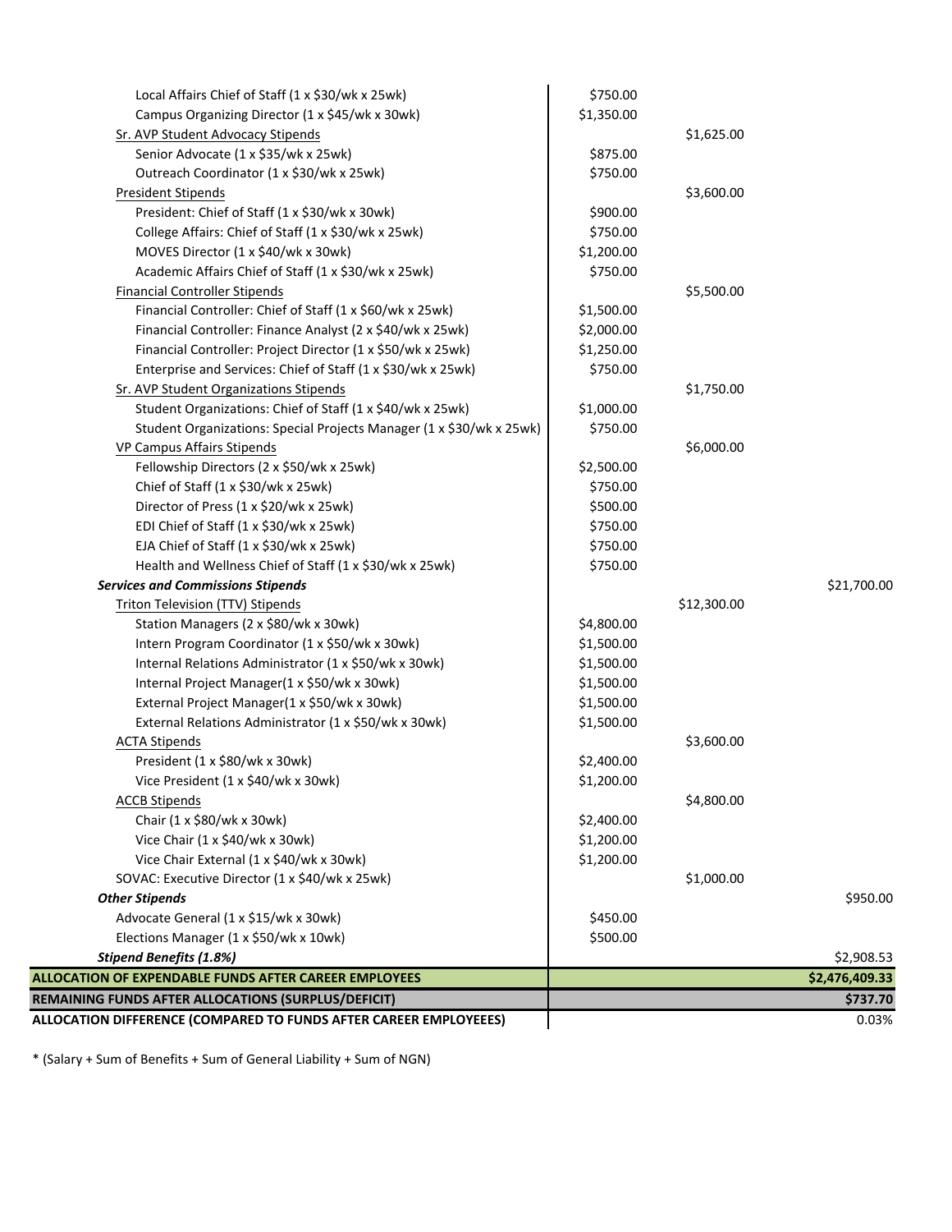| | | | |
|---|---|---|---|
| Local Affairs Chief of Staff (1 x $30/wk x 25wk) | $750.00 | | |
| Campus Organizing Director (1 x $45/wk x 30wk) | $1,350.00 | | |
| Sr. AVP Student Advocacy Stipends | | $1,625.00 | |
| Senior Advocate (1 x $35/wk x 25wk) | $875.00 | | |
| Outreach Coordinator (1 x $30/wk x 25wk) | $750.00 | | |
| President Stipends | | $3,600.00 | |
| President: Chief of Staff (1 x $30/wk x 30wk) | $900.00 | | |
| College Affairs: Chief of Staff (1 x $30/wk x 25wk) | $750.00 | | |
| MOVES Director (1 x $40/wk x 30wk) | $1,200.00 | | |
| Academic Affairs Chief of Staff (1 x $30/wk x 25wk) | $750.00 | | |
| Financial Controller Stipends | | $5,500.00 | |
| Financial Controller: Chief of Staff (1 x $60/wk x 25wk) | $1,500.00 | | |
| Financial Controller: Finance Analyst (2 x $40/wk x 25wk) | $2,000.00 | | |
| Financial Controller: Project Director (1 x $50/wk x 25wk) | $1,250.00 | | |
| Enterprise and Services: Chief of Staff (1 x $30/wk x 25wk) | $750.00 | | |
| Sr. AVP Student Organizations Stipends | | $1,750.00 | |
| Student Organizations: Chief of Staff (1 x $40/wk x 25wk) | $1,000.00 | | |
| Student Organizations: Special Projects Manager (1 x $30/wk x 25wk) | $750.00 | | |
| VP Campus Affairs Stipends | | $6,000.00 | |
| Fellowship Directors (2 x $50/wk x 25wk) | $2,500.00 | | |
| Chief of Staff (1 x $30/wk x 25wk) | $750.00 | | |
| Director of Press (1 x $20/wk x 25wk) | $500.00 | | |
| EDI Chief of Staff (1 x $30/wk x 25wk) | $750.00 | | |
| EJA Chief of Staff (1 x $30/wk x 25wk) | $750.00 | | |
| Health and Wellness Chief of Staff (1 x $30/wk x 25wk) | $750.00 | | |
| ***Services and Commissions Stipends*** | | | $21,700.00 |
| Triton Television (TTV) Stipends | | $12,300.00 | |
| Station Managers (2 x $80/wk x 30wk) | $4,800.00 | | |
| Intern Program Coordinator (1 x $50/wk x 30wk) | $1,500.00 | | |
| Internal Relations Administrator (1 x $50/wk x 30wk) | $1,500.00 | | |
| Internal Project Manager(1 x $50/wk x 30wk) | $1,500.00 | | |
| External Project Manager(1 x $50/wk x 30wk) | $1,500.00 | | |
| External Relations Administrator (1 x $50/wk x 30wk) | $1,500.00 | | |
| ACTA Stipends | | $3,600.00 | |
| President (1 x $80/wk x 30wk) | $2,400.00 | | |
| Vice President (1 x $40/wk x 30wk) | $1,200.00 | | |
| ACCB Stipends | | $4,800.00 | |
| Chair (1 x $80/wk x 30wk) | $2,400.00 | | |
| Vice Chair (1 x $40/wk x 30wk) | $1,200.00 | | |
| Vice Chair External (1 x $40/wk x 30wk) | $1,200.00 | | |
| SOVAC: Executive Director (1 x $40/wk x 25wk) | | $1,000.00 | |
| ***Other Stipends*** | | | $950.00 |
| Advocate General (1 x $15/wk x 30wk) | $450.00 | | |
| Elections Manager (1 x $50/wk x 10wk) | $500.00 | | |
| ***Stipend Benefits (1.8%)*** | | | $2,908.53 |
| **ALLOCATION OF EXPENDABLE FUNDS AFTER CAREER EMPLOYEES** | | | **$2,476,409.33** |
| **REMAINING FUNDS AFTER ALLOCATIONS (SURPLUS/DEFICIT)** | | | **$737.70** |
| **ALLOCATION DIFFERENCE (COMPARED TO FUNDS AFTER CAREER EMPLOYEEES)** | | | 0.03% |

* (Salary + Sum of Benefits + Sum of General Liability + Sum of NGN)